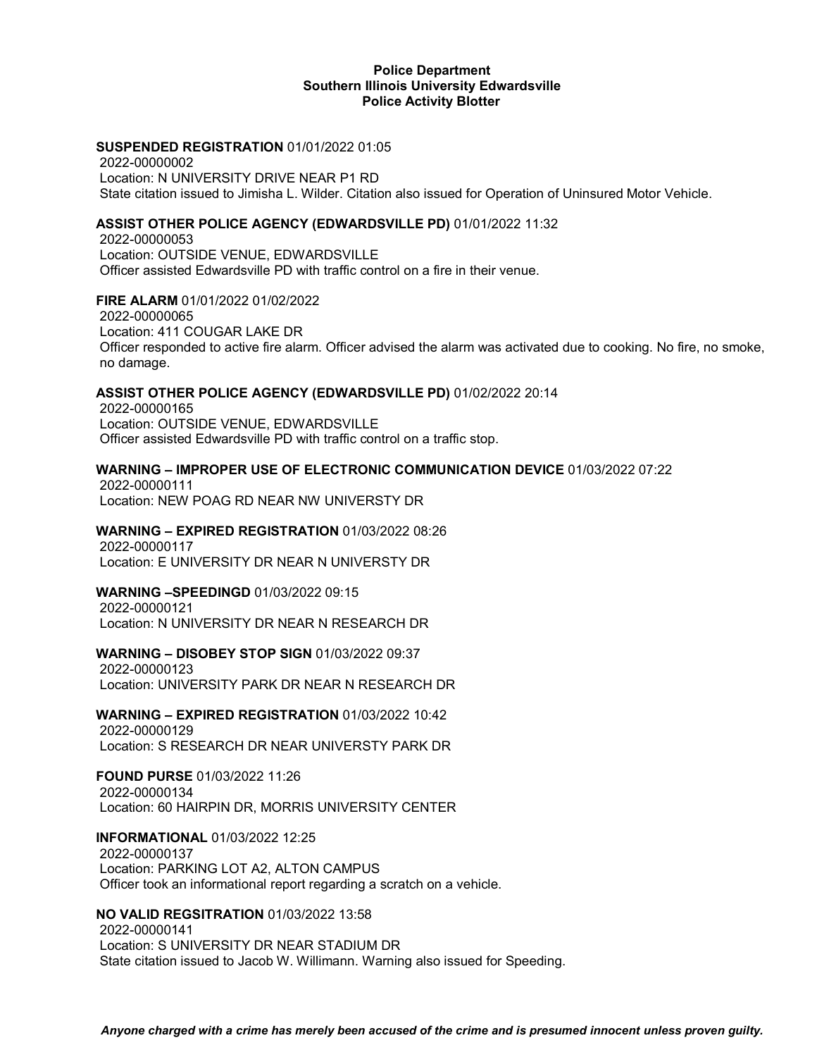**Police Department**
**Southern Illinois University Edwardsville**
**Police Activity Blotter**

**SUSPENDED REGISTRATION** 01/01/2022 01:05
2022-00000002
Location: N UNIVERSITY DRIVE NEAR P1 RD
State citation issued to Jimisha L. Wilder. Citation also issued for Operation of Uninsured Motor Vehicle.

**ASSIST OTHER POLICE AGENCY (EDWARDSVILLE PD)** 01/01/2022 11:32
2022-00000053
Location: OUTSIDE VENUE, EDWARDSVILLE
Officer assisted Edwardsville PD with traffic control on a fire in their venue.

**FIRE ALARM** 01/01/2022 01/02/2022
2022-00000065
Location: 411 COUGAR LAKE DR
Officer responded to active fire alarm. Officer advised the alarm was activated due to cooking. No fire, no smoke, no damage.

**ASSIST OTHER POLICE AGENCY (EDWARDSVILLE PD)** 01/02/2022 20:14
2022-00000165
Location: OUTSIDE VENUE, EDWARDSVILLE
Officer assisted Edwardsville PD with traffic control on a traffic stop.

**WARNING – IMPROPER USE OF ELECTRONIC COMMUNICATION DEVICE** 01/03/2022 07:22
2022-00000111
Location: NEW POAG RD NEAR NW UNIVERSTY DR

**WARNING – EXPIRED REGISTRATION** 01/03/2022 08:26
2022-00000117
Location: E UNIVERSITY DR NEAR N UNIVERSTY DR

**WARNING –SPEEDINGD** 01/03/2022 09:15
2022-00000121
Location: N UNIVERSITY DR NEAR N RESEARCH DR

**WARNING – DISOBEY STOP SIGN** 01/03/2022 09:37
2022-00000123
Location: UNIVERSITY PARK DR NEAR N RESEARCH DR

**WARNING – EXPIRED REGISTRATION** 01/03/2022 10:42
2022-00000129
Location: S RESEARCH DR NEAR UNIVERSTY PARK DR

**FOUND PURSE** 01/03/2022 11:26
2022-00000134
Location: 60 HAIRPIN DR, MORRIS UNIVERSITY CENTER

**INFORMATIONAL** 01/03/2022 12:25
2022-00000137
Location: PARKING LOT A2, ALTON CAMPUS
Officer took an informational report regarding a scratch on a vehicle.

**NO VALID REGSITRATION** 01/03/2022 13:58
2022-00000141
Location: S UNIVERSITY DR NEAR STADIUM DR
State citation issued to Jacob W. Willimann. Warning also issued for Speeding.

***Anyone charged with a crime has merely been accused of the crime and is presumed innocent unless proven guilty.***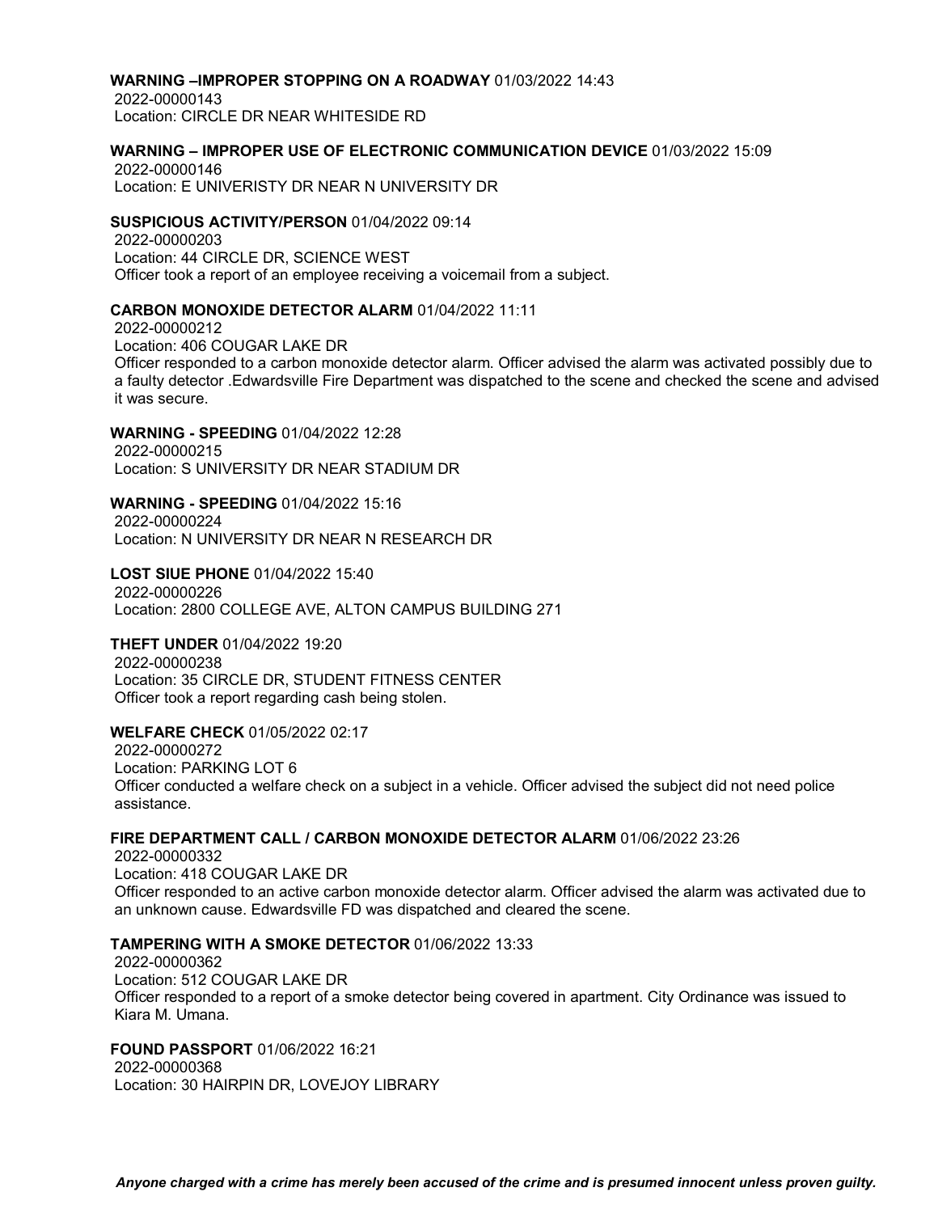**WARNING –IMPROPER STOPPING ON A ROADWAY** 01/03/2022 14:43
2022-00000143
Location: CIRCLE DR NEAR WHITESIDE RD

**WARNING – IMPROPER USE OF ELECTRONIC COMMUNICATION DEVICE** 01/03/2022 15:09
2022-00000146
Location: E UNIVERISTY DR NEAR N UNIVERSITY DR

**SUSPICIOUS ACTIVITY/PERSON** 01/04/2022 09:14
2022-00000203
Location: 44 CIRCLE DR, SCIENCE WEST
Officer took a report of an employee receiving a voicemail from a subject.

**CARBON MONOXIDE DETECTOR ALARM** 01/04/2022 11:11
2022-00000212
Location: 406 COUGAR LAKE DR
Officer responded to a carbon monoxide detector alarm. Officer advised the alarm was activated possibly due to a faulty detector .Edwardsville Fire Department was dispatched to the scene and checked the scene and advised it was secure.

**WARNING - SPEEDING** 01/04/2022 12:28
2022-00000215
Location: S UNIVERSITY DR NEAR STADIUM DR

**WARNING - SPEEDING** 01/04/2022 15:16
2022-00000224
Location: N UNIVERSITY DR NEAR N RESEARCH DR

**LOST SIUE PHONE** 01/04/2022 15:40
2022-00000226
Location: 2800 COLLEGE AVE, ALTON CAMPUS BUILDING 271

**THEFT UNDER** 01/04/2022 19:20
2022-00000238
Location: 35 CIRCLE DR, STUDENT FITNESS CENTER
Officer took a report regarding cash being stolen.

**WELFARE CHECK** 01/05/2022 02:17
2022-00000272
Location: PARKING LOT 6
Officer conducted a welfare check on a subject in a vehicle. Officer advised the subject did not need police assistance.

**FIRE DEPARTMENT CALL / CARBON MONOXIDE DETECTOR ALARM** 01/06/2022 23:26
2022-00000332
Location: 418 COUGAR LAKE DR
Officer responded to an active carbon monoxide detector alarm. Officer advised the alarm was activated due to an unknown cause. Edwardsville FD was dispatched and cleared the scene.

**TAMPERING WITH A SMOKE DETECTOR** 01/06/2022 13:33
2022-00000362
Location: 512 COUGAR LAKE DR
Officer responded to a report of a smoke detector being covered in apartment. City Ordinance was issued to Kiara M. Umana.

**FOUND PASSPORT** 01/06/2022 16:21
2022-00000368
Location: 30 HAIRPIN DR, LOVEJOY LIBRARY

***Anyone charged with a crime has merely been accused of the crime and is presumed innocent unless proven guilty.***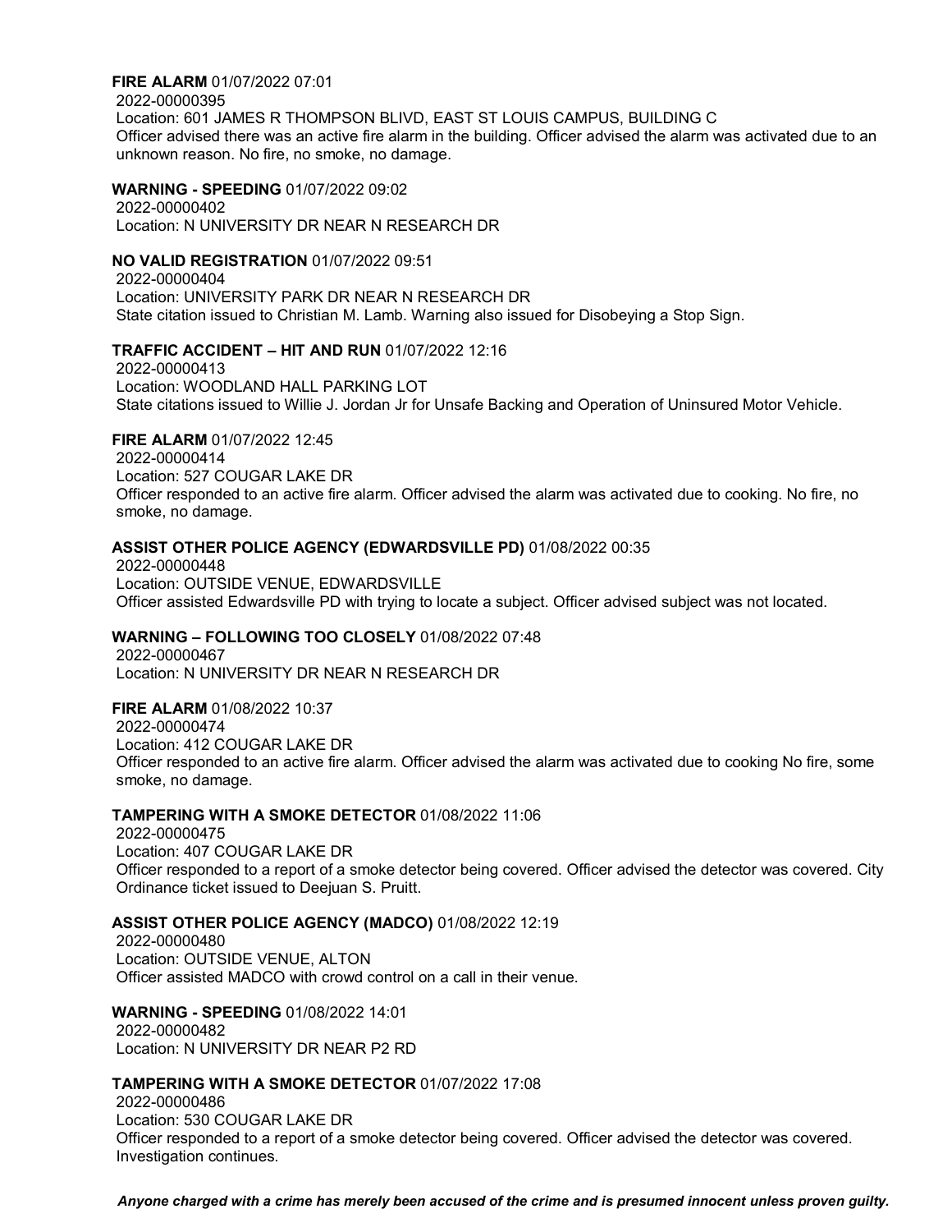**FIRE ALARM** 01/07/2022 07:01
2022-00000395
Location: 601 JAMES R THOMPSON BLIVD, EAST ST LOUIS CAMPUS, BUILDING C
Officer advised there was an active fire alarm in the building. Officer advised the alarm was activated due to an unknown reason. No fire, no smoke, no damage.

**WARNING - SPEEDING** 01/07/2022 09:02
2022-00000402
Location: N UNIVERSITY DR NEAR N RESEARCH DR

**NO VALID REGISTRATION** 01/07/2022 09:51
2022-00000404
Location: UNIVERSITY PARK DR NEAR N RESEARCH DR
State citation issued to Christian M. Lamb. Warning also issued for Disobeying a Stop Sign.

**TRAFFIC ACCIDENT – HIT AND RUN** 01/07/2022 12:16
2022-00000413
Location: WOODLAND HALL PARKING LOT
State citations issued to Willie J. Jordan Jr for Unsafe Backing and Operation of Uninsured Motor Vehicle.

**FIRE ALARM** 01/07/2022 12:45
2022-00000414
Location: 527 COUGAR LAKE DR
Officer responded to an active fire alarm. Officer advised the alarm was activated due to cooking. No fire, no smoke, no damage.

**ASSIST OTHER POLICE AGENCY (EDWARDSVILLE PD)** 01/08/2022 00:35
2022-00000448
Location: OUTSIDE VENUE, EDWARDSVILLE
Officer assisted Edwardsville PD with trying to locate a subject. Officer advised subject was not located.

**WARNING – FOLLOWING TOO CLOSELY** 01/08/2022 07:48
2022-00000467
Location: N UNIVERSITY DR NEAR N RESEARCH DR

**FIRE ALARM** 01/08/2022 10:37
2022-00000474
Location: 412 COUGAR LAKE DR
Officer responded to an active fire alarm. Officer advised the alarm was activated due to cooking No fire, some smoke, no damage.

**TAMPERING WITH A SMOKE DETECTOR** 01/08/2022 11:06
2022-00000475
Location: 407 COUGAR LAKE DR
Officer responded to a report of a smoke detector being covered. Officer advised the detector was covered. City Ordinance ticket issued to Deejuan S. Pruitt.

**ASSIST OTHER POLICE AGENCY (MADCO)** 01/08/2022 12:19
2022-00000480
Location: OUTSIDE VENUE, ALTON
Officer assisted MADCO with crowd control on a call in their venue.

**WARNING - SPEEDING** 01/08/2022 14:01
2022-00000482
Location: N UNIVERSITY DR NEAR P2 RD

**TAMPERING WITH A SMOKE DETECTOR** 01/07/2022 17:08
2022-00000486
Location: 530 COUGAR LAKE DR
Officer responded to a report of a smoke detector being covered. Officer advised the detector was covered. Investigation continues.

***Anyone charged with a crime has merely been accused of the crime and is presumed innocent unless proven guilty.***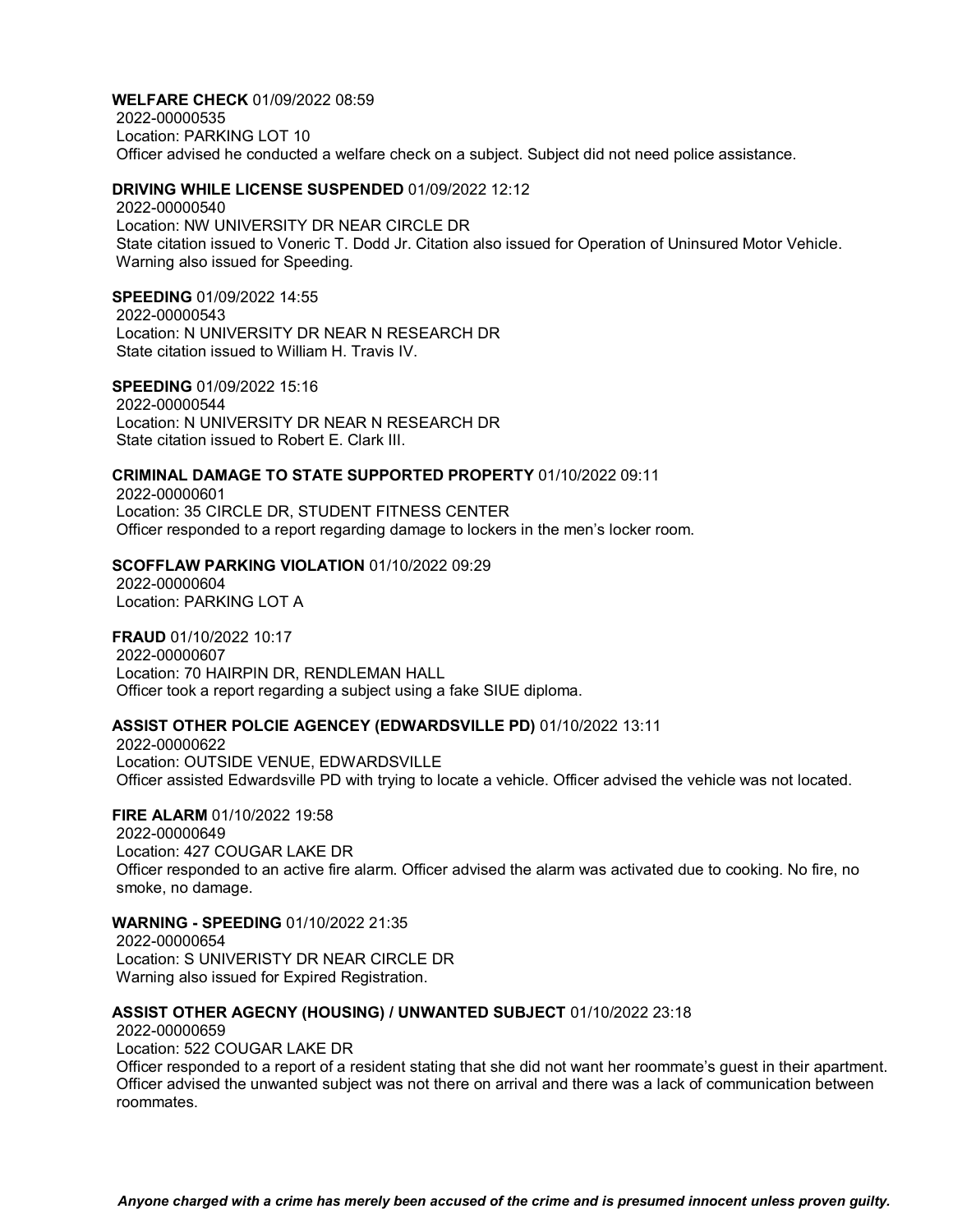**WELFARE CHECK** 01/09/2022 08:59
2022-00000535
Location: PARKING LOT 10
Officer advised he conducted a welfare check on a subject. Subject did not need police assistance.

**DRIVING WHILE LICENSE SUSPENDED** 01/09/2022 12:12
2022-00000540
Location: NW UNIVERSITY DR NEAR CIRCLE DR
State citation issued to Voneric T. Dodd Jr. Citation also issued for Operation of Uninsured Motor Vehicle. Warning also issued for Speeding.

**SPEEDING** 01/09/2022 14:55
2022-00000543
Location: N UNIVERSITY DR NEAR N RESEARCH DR
State citation issued to William H. Travis IV.

**SPEEDING** 01/09/2022 15:16
2022-00000544
Location: N UNIVERSITY DR NEAR N RESEARCH DR
State citation issued to Robert E. Clark III.

**CRIMINAL DAMAGE TO STATE SUPPORTED PROPERTY** 01/10/2022 09:11
2022-00000601
Location: 35 CIRCLE DR, STUDENT FITNESS CENTER
Officer responded to a report regarding damage to lockers in the men's locker room.

**SCOFFLAW PARKING VIOLATION** 01/10/2022 09:29
2022-00000604
Location: PARKING LOT A

**FRAUD** 01/10/2022 10:17
2022-00000607
Location: 70 HAIRPIN DR, RENDLEMAN HALL
Officer took a report regarding a subject using a fake SIUE diploma.

**ASSIST OTHER POLCIE AGENCEY (EDWARDSVILLE PD)** 01/10/2022 13:11
2022-00000622
Location: OUTSIDE VENUE, EDWARDSVILLE
Officer assisted Edwardsville PD with trying to locate a vehicle. Officer advised the vehicle was not located.

**FIRE ALARM** 01/10/2022 19:58
2022-00000649
Location: 427 COUGAR LAKE DR
Officer responded to an active fire alarm. Officer advised the alarm was activated due to cooking. No fire, no smoke, no damage.

**WARNING - SPEEDING** 01/10/2022 21:35
2022-00000654
Location: S UNIVERISTY DR NEAR CIRCLE DR
Warning also issued for Expired Registration.

**ASSIST OTHER AGECNY (HOUSING) / UNWANTED SUBJECT** 01/10/2022 23:18
2022-00000659
Location: 522 COUGAR LAKE DR
Officer responded to a report of a resident stating that she did not want her roommate's guest in their apartment. Officer advised the unwanted subject was not there on arrival and there was a lack of communication between roommates.

***Anyone charged with a crime has merely been accused of the crime and is presumed innocent unless proven guilty.***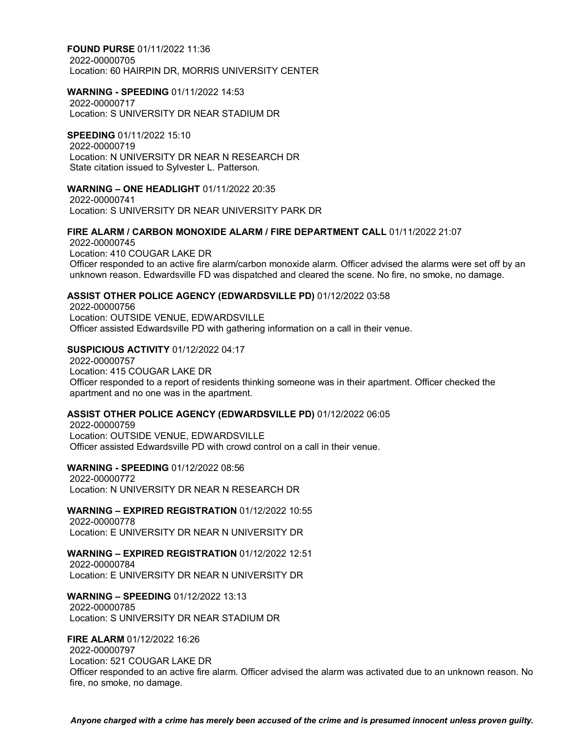**FOUND PURSE** 01/11/2022 11:36
2022-00000705
Location: 60 HAIRPIN DR, MORRIS UNIVERSITY CENTER

**WARNING - SPEEDING** 01/11/2022 14:53
2022-00000717
Location: S UNIVERSITY DR NEAR STADIUM DR

**SPEEDING** 01/11/2022 15:10
2022-00000719
Location: N UNIVERSITY DR NEAR N RESEARCH DR
State citation issued to Sylvester L. Patterson.

**WARNING – ONE HEADLIGHT** 01/11/2022 20:35
2022-00000741
Location: S UNIVERSITY DR NEAR UNIVERSITY PARK DR

**FIRE ALARM / CARBON MONOXIDE ALARM / FIRE DEPARTMENT CALL** 01/11/2022 21:07
2022-00000745
Location: 410 COUGAR LAKE DR
Officer responded to an active fire alarm/carbon monoxide alarm. Officer advised the alarms were set off by an unknown reason. Edwardsville FD was dispatched and cleared the scene. No fire, no smoke, no damage.

**ASSIST OTHER POLICE AGENCY (EDWARDSVILLE PD)** 01/12/2022 03:58
2022-00000756
Location: OUTSIDE VENUE, EDWARDSVILLE
Officer assisted Edwardsville PD with gathering information on a call in their venue.

**SUSPICIOUS ACTIVITY** 01/12/2022 04:17
2022-00000757
Location: 415 COUGAR LAKE DR
Officer responded to a report of residents thinking someone was in their apartment. Officer checked the apartment and no one was in the apartment.

**ASSIST OTHER POLICE AGENCY (EDWARDSVILLE PD)** 01/12/2022 06:05
2022-00000759
Location: OUTSIDE VENUE, EDWARDSVILLE
Officer assisted Edwardsville PD with crowd control on a call in their venue.

**WARNING - SPEEDING** 01/12/2022 08:56
2022-00000772
Location: N UNIVERSITY DR NEAR N RESEARCH DR

**WARNING – EXPIRED REGISTRATION** 01/12/2022 10:55
2022-00000778
Location: E UNIVERSITY DR NEAR N UNIVERSITY DR

**WARNING – EXPIRED REGISTRATION** 01/12/2022 12:51
2022-00000784
Location: E UNIVERSITY DR NEAR N UNIVERSITY DR

**WARNING – SPEEDING** 01/12/2022 13:13
2022-00000785
Location: S UNIVERSITY DR NEAR STADIUM DR

**FIRE ALARM** 01/12/2022 16:26
2022-00000797
Location: 521 COUGAR LAKE DR
Officer responded to an active fire alarm. Officer advised the alarm was activated due to an unknown reason. No fire, no smoke, no damage.

***Anyone charged with a crime has merely been accused of the crime and is presumed innocent unless proven guilty.***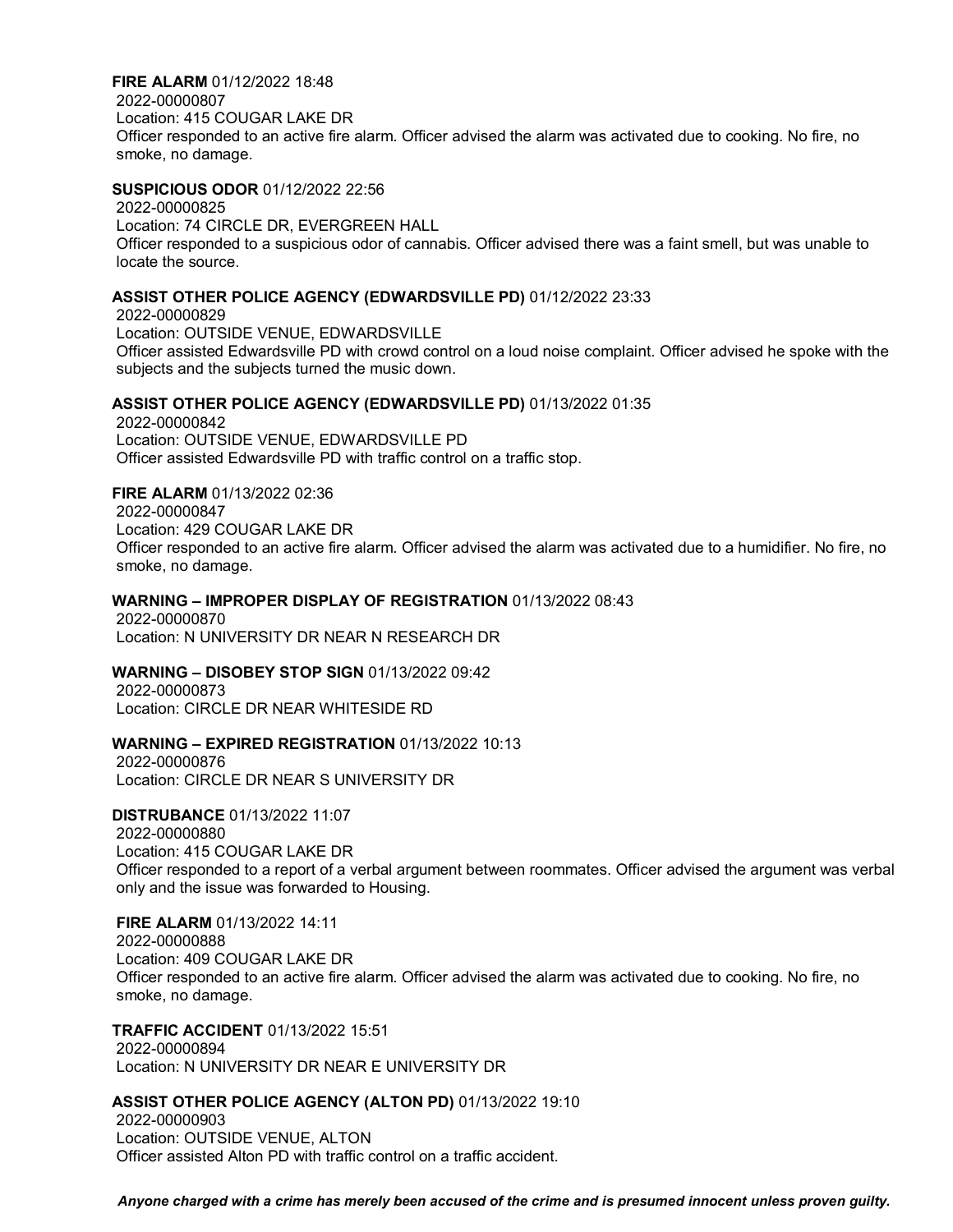**FIRE ALARM** 01/12/2022 18:48
2022-00000807
Location: 415 COUGAR LAKE DR
Officer responded to an active fire alarm. Officer advised the alarm was activated due to cooking. No fire, no smoke, no damage.

**SUSPICIOUS ODOR** 01/12/2022 22:56
2022-00000825
Location: 74 CIRCLE DR, EVERGREEN HALL
Officer responded to a suspicious odor of cannabis. Officer advised there was a faint smell, but was unable to locate the source.

**ASSIST OTHER POLICE AGENCY (EDWARDSVILLE PD)** 01/12/2022 23:33
2022-00000829
Location: OUTSIDE VENUE, EDWARDSVILLE
Officer assisted Edwardsville PD with crowd control on a loud noise complaint. Officer advised he spoke with the subjects and the subjects turned the music down.

**ASSIST OTHER POLICE AGENCY (EDWARDSVILLE PD)** 01/13/2022 01:35
2022-00000842
Location: OUTSIDE VENUE, EDWARDSVILLE PD
Officer assisted Edwardsville PD with traffic control on a traffic stop.

**FIRE ALARM** 01/13/2022 02:36
2022-00000847
Location: 429 COUGAR LAKE DR
Officer responded to an active fire alarm. Officer advised the alarm was activated due to a humidifier. No fire, no smoke, no damage.

**WARNING – IMPROPER DISPLAY OF REGISTRATION** 01/13/2022 08:43
2022-00000870
Location: N UNIVERSITY DR NEAR N RESEARCH DR

**WARNING – DISOBEY STOP SIGN** 01/13/2022 09:42
2022-00000873
Location: CIRCLE DR NEAR WHITESIDE RD

**WARNING – EXPIRED REGISTRATION** 01/13/2022 10:13
2022-00000876
Location: CIRCLE DR NEAR S UNIVERSITY DR

**DISTRUBANCE** 01/13/2022 11:07
2022-00000880
Location: 415 COUGAR LAKE DR
Officer responded to a report of a verbal argument between roommates. Officer advised the argument was verbal only and the issue was forwarded to Housing.

**FIRE ALARM** 01/13/2022 14:11
2022-00000888
Location: 409 COUGAR LAKE DR
Officer responded to an active fire alarm. Officer advised the alarm was activated due to cooking. No fire, no smoke, no damage.

**TRAFFIC ACCIDENT** 01/13/2022 15:51
2022-00000894
Location: N UNIVERSITY DR NEAR E UNIVERSITY DR

**ASSIST OTHER POLICE AGENCY (ALTON PD)** 01/13/2022 19:10
2022-00000903
Location: OUTSIDE VENUE, ALTON
Officer assisted Alton PD with traffic control on a traffic accident.

***Anyone charged with a crime has merely been accused of the crime and is presumed innocent unless proven guilty.***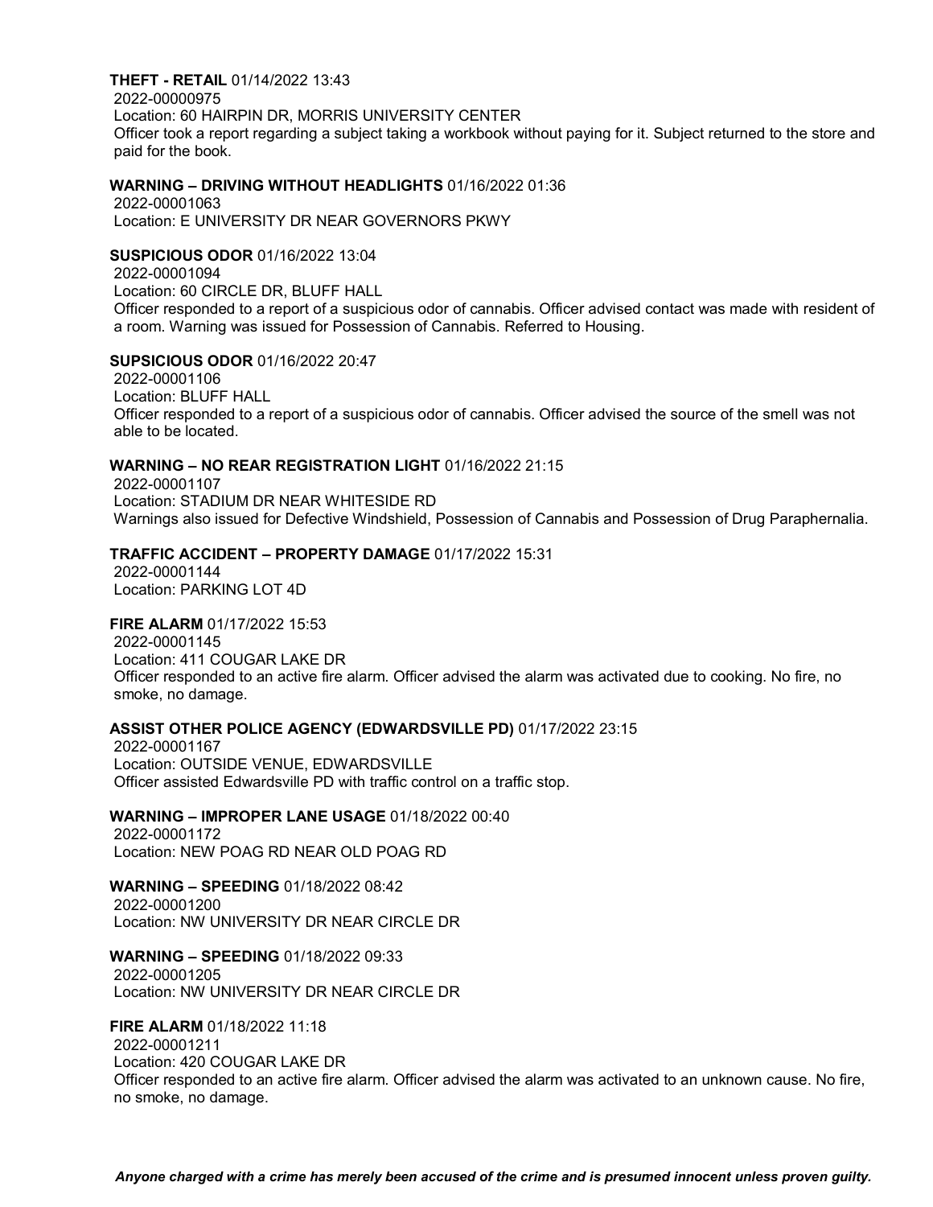**THEFT - RETAIL** 01/14/2022 13:43
2022-00000975
Location: 60 HAIRPIN DR, MORRIS UNIVERSITY CENTER
Officer took a report regarding a subject taking a workbook without paying for it. Subject returned to the store and paid for the book.

**WARNING – DRIVING WITHOUT HEADLIGHTS** 01/16/2022 01:36
2022-00001063
Location: E UNIVERSITY DR NEAR GOVERNORS PKWY

**SUSPICIOUS ODOR** 01/16/2022 13:04
2022-00001094
Location: 60 CIRCLE DR, BLUFF HALL
Officer responded to a report of a suspicious odor of cannabis. Officer advised contact was made with resident of a room. Warning was issued for Possession of Cannabis. Referred to Housing.

**SUPSICIOUS ODOR** 01/16/2022 20:47
2022-00001106
Location: BLUFF HALL
Officer responded to a report of a suspicious odor of cannabis. Officer advised the source of the smell was not able to be located.

**WARNING – NO REAR REGISTRATION LIGHT** 01/16/2022 21:15
2022-00001107
Location: STADIUM DR NEAR WHITESIDE RD
Warnings also issued for Defective Windshield, Possession of Cannabis and Possession of Drug Paraphernalia.

**TRAFFIC ACCIDENT – PROPERTY DAMAGE** 01/17/2022 15:31
2022-00001144
Location: PARKING LOT 4D

**FIRE ALARM** 01/17/2022 15:53
2022-00001145
Location: 411 COUGAR LAKE DR
Officer responded to an active fire alarm. Officer advised the alarm was activated due to cooking. No fire, no smoke, no damage.

**ASSIST OTHER POLICE AGENCY (EDWARDSVILLE PD)** 01/17/2022 23:15
2022-00001167
Location: OUTSIDE VENUE, EDWARDSVILLE
Officer assisted Edwardsville PD with traffic control on a traffic stop.

**WARNING – IMPROPER LANE USAGE** 01/18/2022 00:40
2022-00001172
Location: NEW POAG RD NEAR OLD POAG RD

**WARNING – SPEEDING** 01/18/2022 08:42
2022-00001200
Location: NW UNIVERSITY DR NEAR CIRCLE DR

**WARNING – SPEEDING** 01/18/2022 09:33
2022-00001205
Location: NW UNIVERSITY DR NEAR CIRCLE DR

**FIRE ALARM** 01/18/2022 11:18
2022-00001211
Location: 420 COUGAR LAKE DR
Officer responded to an active fire alarm. Officer advised the alarm was activated to an unknown cause. No fire, no smoke, no damage.

***Anyone charged with a crime has merely been accused of the crime and is presumed innocent unless proven guilty.***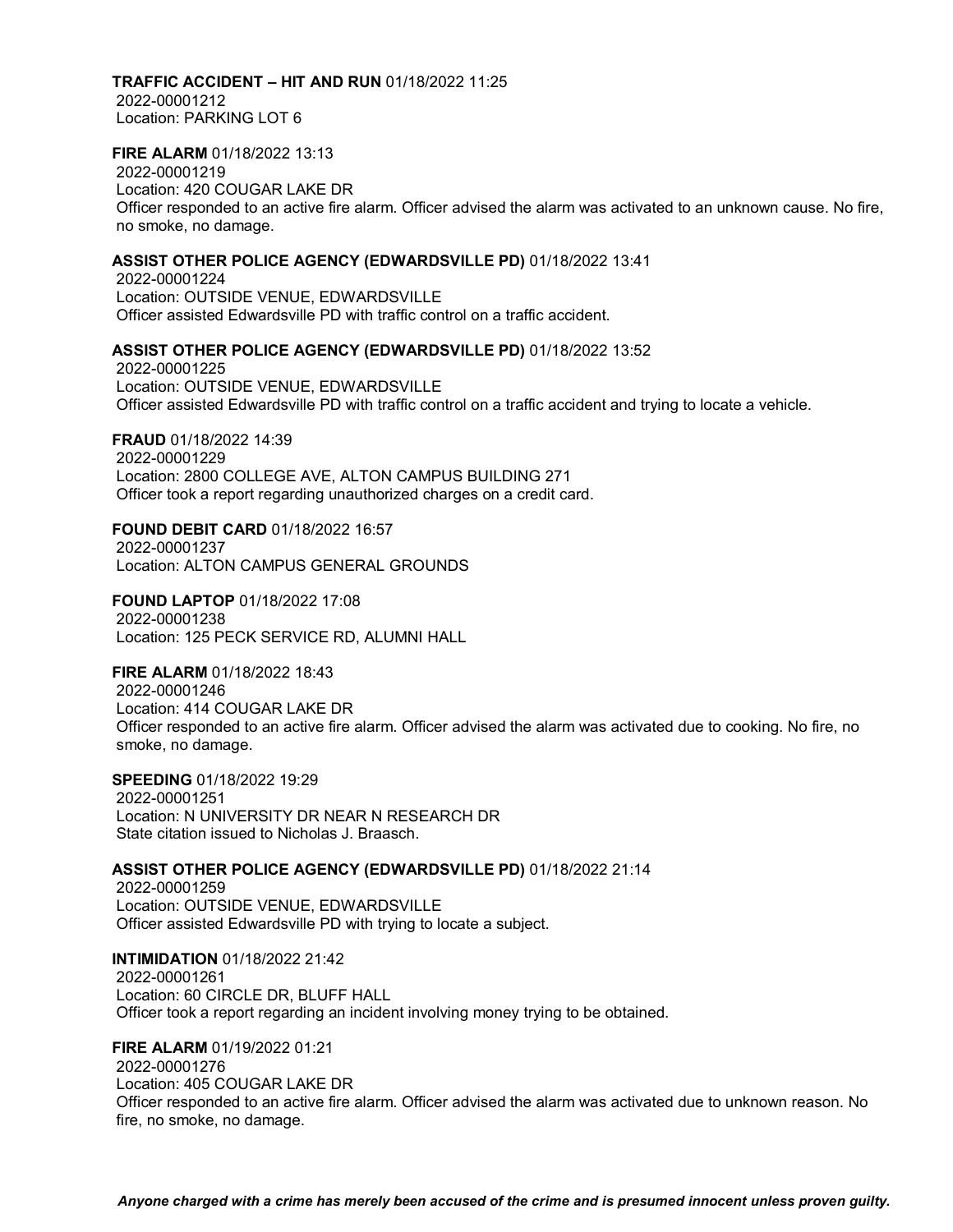**TRAFFIC ACCIDENT – HIT AND RUN** 01/18/2022 11:25
2022-00001212
Location: PARKING LOT 6

**FIRE ALARM** 01/18/2022 13:13
2022-00001219
Location: 420 COUGAR LAKE DR
Officer responded to an active fire alarm. Officer advised the alarm was activated to an unknown cause. No fire, no smoke, no damage.

**ASSIST OTHER POLICE AGENCY (EDWARDSVILLE PD)** 01/18/2022 13:41
2022-00001224
Location: OUTSIDE VENUE, EDWARDSVILLE
Officer assisted Edwardsville PD with traffic control on a traffic accident.

**ASSIST OTHER POLICE AGENCY (EDWARDSVILLE PD)** 01/18/2022 13:52
2022-00001225
Location: OUTSIDE VENUE, EDWARDSVILLE
Officer assisted Edwardsville PD with traffic control on a traffic accident and trying to locate a vehicle.

**FRAUD** 01/18/2022 14:39
2022-00001229
Location: 2800 COLLEGE AVE, ALTON CAMPUS BUILDING 271
Officer took a report regarding unauthorized charges on a credit card.

**FOUND DEBIT CARD** 01/18/2022 16:57
2022-00001237
Location: ALTON CAMPUS GENERAL GROUNDS

**FOUND LAPTOP** 01/18/2022 17:08
2022-00001238
Location: 125 PECK SERVICE RD, ALUMNI HALL

**FIRE ALARM** 01/18/2022 18:43
2022-00001246
Location: 414 COUGAR LAKE DR
Officer responded to an active fire alarm. Officer advised the alarm was activated due to cooking. No fire, no smoke, no damage.

**SPEEDING** 01/18/2022 19:29
2022-00001251
Location: N UNIVERSITY DR NEAR N RESEARCH DR
State citation issued to Nicholas J. Braasch.

**ASSIST OTHER POLICE AGENCY (EDWARDSVILLE PD)** 01/18/2022 21:14
2022-00001259
Location: OUTSIDE VENUE, EDWARDSVILLE
Officer assisted Edwardsville PD with trying to locate a subject.

**INTIMIDATION** 01/18/2022 21:42
2022-00001261
Location: 60 CIRCLE DR, BLUFF HALL
Officer took a report regarding an incident involving money trying to be obtained.

**FIRE ALARM** 01/19/2022 01:21
2022-00001276
Location: 405 COUGAR LAKE DR
Officer responded to an active fire alarm. Officer advised the alarm was activated due to unknown reason. No fire, no smoke, no damage.

***Anyone charged with a crime has merely been accused of the crime and is presumed innocent unless proven guilty.***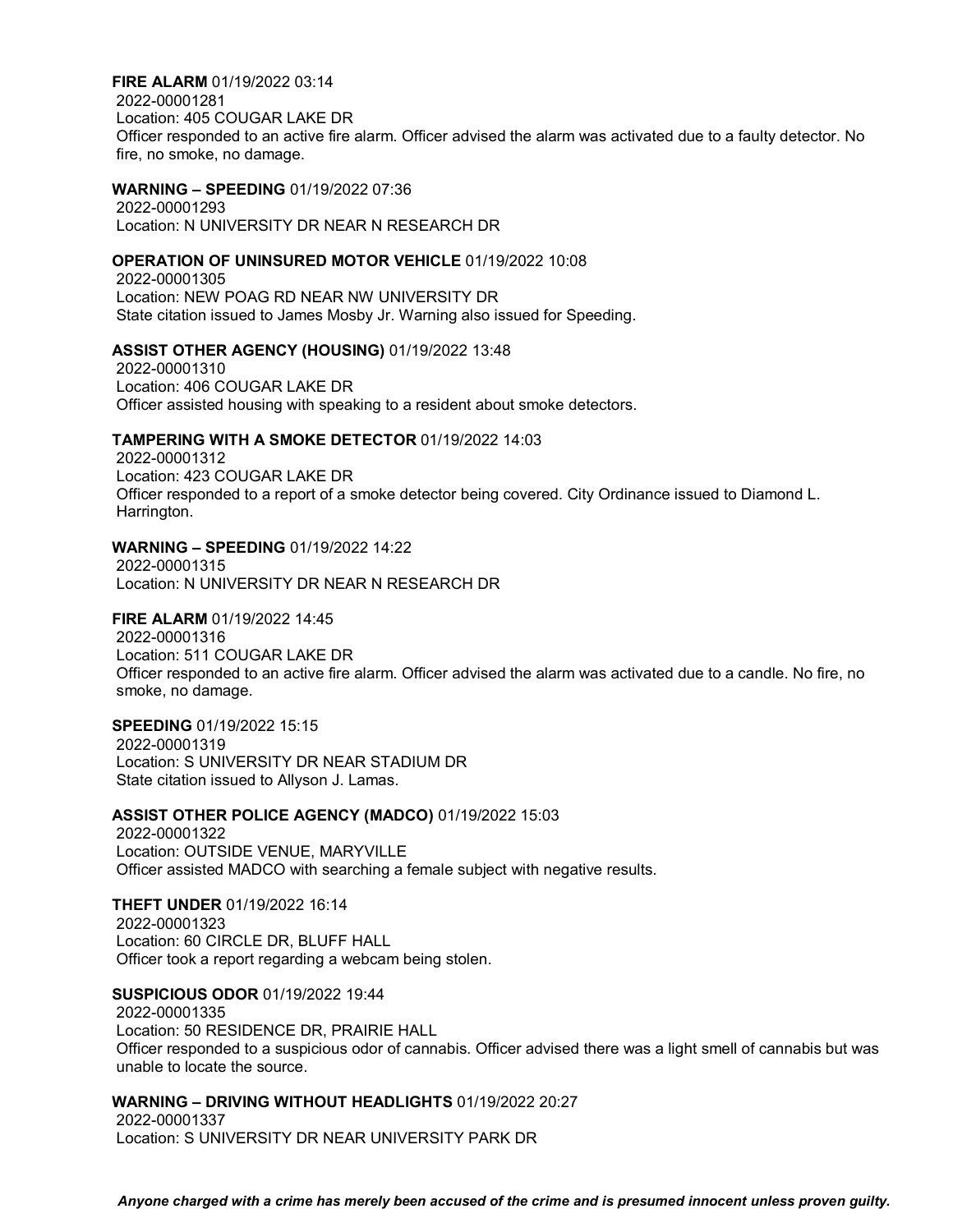**FIRE ALARM** 01/19/2022 03:14
2022-00001281
Location: 405 COUGAR LAKE DR
Officer responded to an active fire alarm. Officer advised the alarm was activated due to a faulty detector. No fire, no smoke, no damage.

**WARNING – SPEEDING** 01/19/2022 07:36
2022-00001293
Location: N UNIVERSITY DR NEAR N RESEARCH DR

**OPERATION OF UNINSURED MOTOR VEHICLE** 01/19/2022 10:08
2022-00001305
Location: NEW POAG RD NEAR NW UNIVERSITY DR
State citation issued to James Mosby Jr. Warning also issued for Speeding.

**ASSIST OTHER AGENCY (HOUSING)** 01/19/2022 13:48
2022-00001310
Location: 406 COUGAR LAKE DR
Officer assisted housing with speaking to a resident about smoke detectors.

**TAMPERING WITH A SMOKE DETECTOR** 01/19/2022 14:03
2022-00001312
Location: 423 COUGAR LAKE DR
Officer responded to a report of a smoke detector being covered. City Ordinance issued to Diamond L. Harrington.

**WARNING – SPEEDING** 01/19/2022 14:22
2022-00001315
Location: N UNIVERSITY DR NEAR N RESEARCH DR

**FIRE ALARM** 01/19/2022 14:45
2022-00001316
Location: 511 COUGAR LAKE DR
Officer responded to an active fire alarm. Officer advised the alarm was activated due to a candle. No fire, no smoke, no damage.

**SPEEDING** 01/19/2022 15:15
2022-00001319
Location: S UNIVERSITY DR NEAR STADIUM DR
State citation issued to Allyson J. Lamas.

**ASSIST OTHER POLICE AGENCY (MADCO)** 01/19/2022 15:03
2022-00001322
Location: OUTSIDE VENUE, MARYVILLE
Officer assisted MADCO with searching a female subject with negative results.

**THEFT UNDER** 01/19/2022 16:14
2022-00001323
Location: 60 CIRCLE DR, BLUFF HALL
Officer took a report regarding a webcam being stolen.

**SUSPICIOUS ODOR** 01/19/2022 19:44
2022-00001335
Location: 50 RESIDENCE DR, PRAIRIE HALL
Officer responded to a suspicious odor of cannabis. Officer advised there was a light smell of cannabis but was unable to locate the source.

**WARNING – DRIVING WITHOUT HEADLIGHTS** 01/19/2022 20:27
2022-00001337
Location: S UNIVERSITY DR NEAR UNIVERSITY PARK DR

***Anyone charged with a crime has merely been accused of the crime and is presumed innocent unless proven guilty.***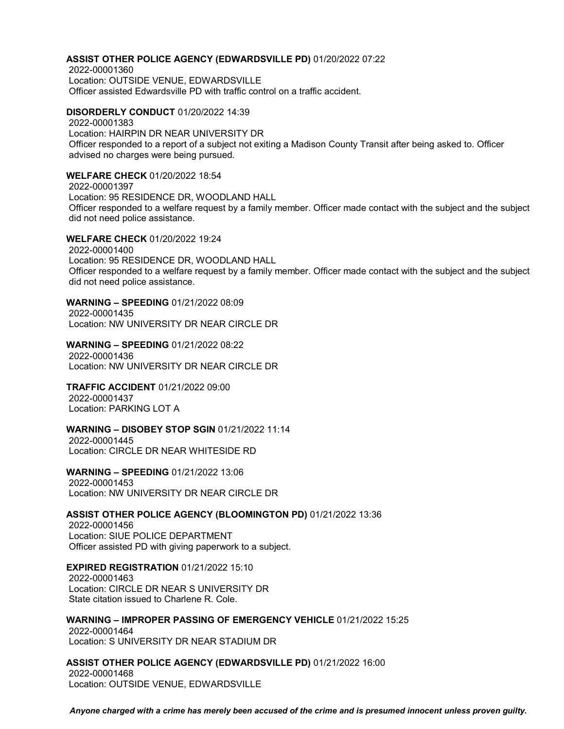**ASSIST OTHER POLICE AGENCY (EDWARDSVILLE PD)** 01/20/2022 07:22
2022-00001360
Location: OUTSIDE VENUE, EDWARDSVILLE
Officer assisted Edwardsville PD with traffic control on a traffic accident.

**DISORDERLY CONDUCT** 01/20/2022 14:39
2022-00001383
Location: HAIRPIN DR NEAR UNIVERSITY DR
Officer responded to a report of a subject not exiting a Madison County Transit after being asked to. Officer advised no charges were being pursued.

**WELFARE CHECK** 01/20/2022 18:54
2022-00001397
Location: 95 RESIDENCE DR, WOODLAND HALL
Officer responded to a welfare request by a family member. Officer made contact with the subject and the subject did not need police assistance.

**WELFARE CHECK** 01/20/2022 19:24
2022-00001400
Location: 95 RESIDENCE DR, WOODLAND HALL
Officer responded to a welfare request by a family member. Officer made contact with the subject and the subject did not need police assistance.

**WARNING – SPEEDING** 01/21/2022 08:09
2022-00001435
Location: NW UNIVERSITY DR NEAR CIRCLE DR

**WARNING – SPEEDING** 01/21/2022 08:22
2022-00001436
Location: NW UNIVERSITY DR NEAR CIRCLE DR

**TRAFFIC ACCIDENT** 01/21/2022 09:00
2022-00001437
Location: PARKING LOT A

**WARNING – DISOBEY STOP SGIN** 01/21/2022 11:14
2022-00001445
Location: CIRCLE DR NEAR WHITESIDE RD

**WARNING – SPEEDING** 01/21/2022 13:06
2022-00001453
Location: NW UNIVERSITY DR NEAR CIRCLE DR

**ASSIST OTHER POLICE AGENCY (BLOOMINGTON PD)** 01/21/2022 13:36
2022-00001456
Location: SIUE POLICE DEPARTMENT
Officer assisted PD with giving paperwork to a subject.

**EXPIRED REGISTRATION** 01/21/2022 15:10
2022-00001463
Location: CIRCLE DR NEAR S UNIVERSITY DR
State citation issued to Charlene R. Cole.

**WARNING – IMPROPER PASSING OF EMERGENCY VEHICLE** 01/21/2022 15:25
2022-00001464
Location: S UNIVERSITY DR NEAR STADIUM DR

**ASSIST OTHER POLICE AGENCY (EDWARDSVILLE PD)** 01/21/2022 16:00
2022-00001468
Location: OUTSIDE VENUE, EDWARDSVILLE

***Anyone charged with a crime has merely been accused of the crime and is presumed innocent unless proven guilty.***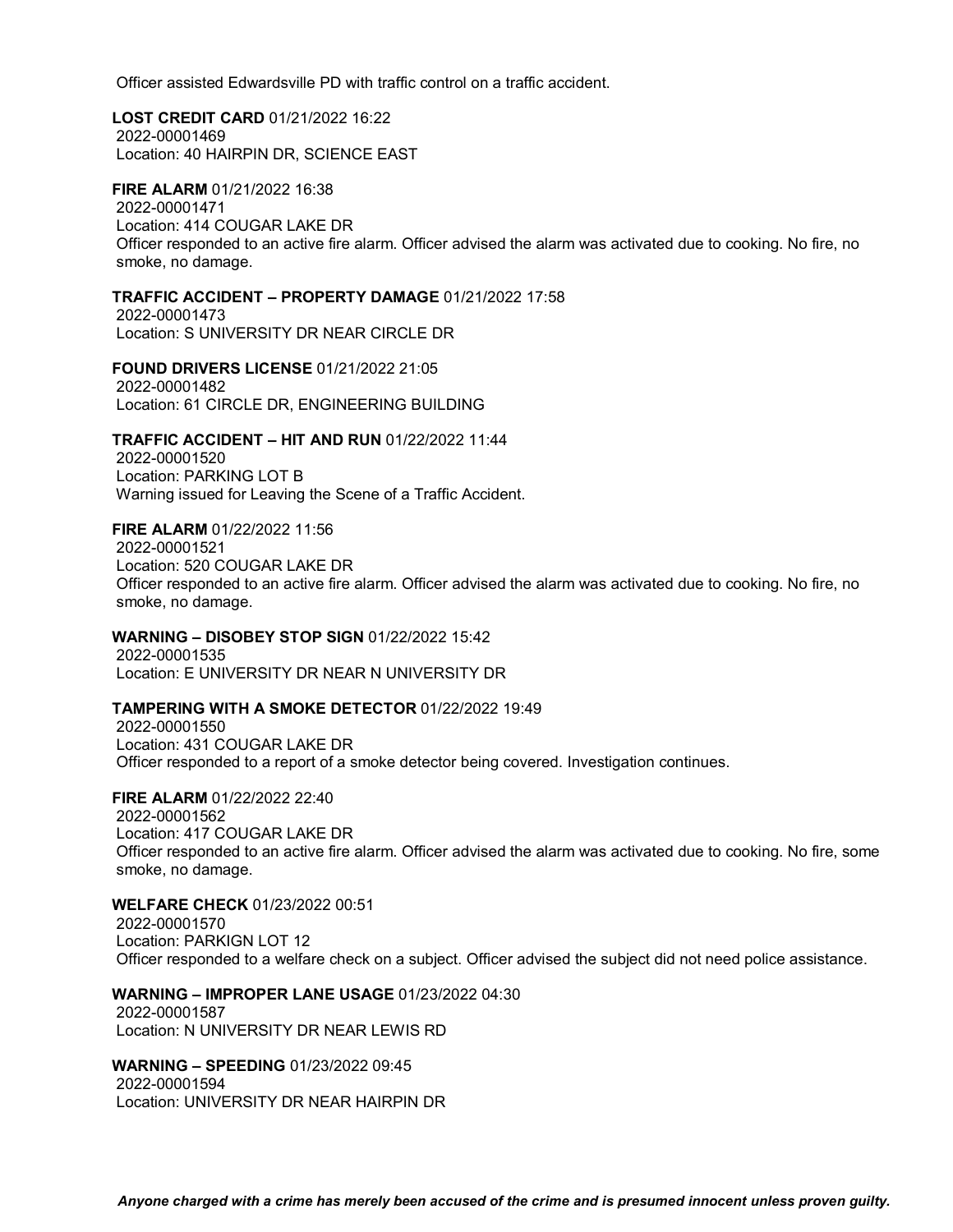Officer assisted Edwardsville PD with traffic control on a traffic accident.

**LOST CREDIT CARD** 01/21/2022 16:22
2022-00001469
Location: 40 HAIRPIN DR, SCIENCE EAST

**FIRE ALARM** 01/21/2022 16:38
2022-00001471
Location: 414 COUGAR LAKE DR
Officer responded to an active fire alarm. Officer advised the alarm was activated due to cooking. No fire, no smoke, no damage.

**TRAFFIC ACCIDENT – PROPERTY DAMAGE** 01/21/2022 17:58
2022-00001473
Location: S UNIVERSITY DR NEAR CIRCLE DR

**FOUND DRIVERS LICENSE** 01/21/2022 21:05
2022-00001482
Location: 61 CIRCLE DR, ENGINEERING BUILDING

**TRAFFIC ACCIDENT – HIT AND RUN** 01/22/2022 11:44
2022-00001520
Location: PARKING LOT B
Warning issued for Leaving the Scene of a Traffic Accident.

**FIRE ALARM** 01/22/2022 11:56
2022-00001521
Location: 520 COUGAR LAKE DR
Officer responded to an active fire alarm. Officer advised the alarm was activated due to cooking. No fire, no smoke, no damage.

**WARNING – DISOBEY STOP SIGN** 01/22/2022 15:42
2022-00001535
Location: E UNIVERSITY DR NEAR N UNIVERSITY DR

**TAMPERING WITH A SMOKE DETECTOR** 01/22/2022 19:49
2022-00001550
Location: 431 COUGAR LAKE DR
Officer responded to a report of a smoke detector being covered. Investigation continues.

**FIRE ALARM** 01/22/2022 22:40
2022-00001562
Location: 417 COUGAR LAKE DR
Officer responded to an active fire alarm. Officer advised the alarm was activated due to cooking. No fire, some smoke, no damage.

**WELFARE CHECK** 01/23/2022 00:51
2022-00001570
Location: PARKIGN LOT 12
Officer responded to a welfare check on a subject. Officer advised the subject did not need police assistance.

**WARNING – IMPROPER LANE USAGE** 01/23/2022 04:30
2022-00001587
Location: N UNIVERSITY DR NEAR LEWIS RD

**WARNING – SPEEDING** 01/23/2022 09:45
2022-00001594
Location: UNIVERSITY DR NEAR HAIRPIN DR

***Anyone charged with a crime has merely been accused of the crime and is presumed innocent unless proven guilty.***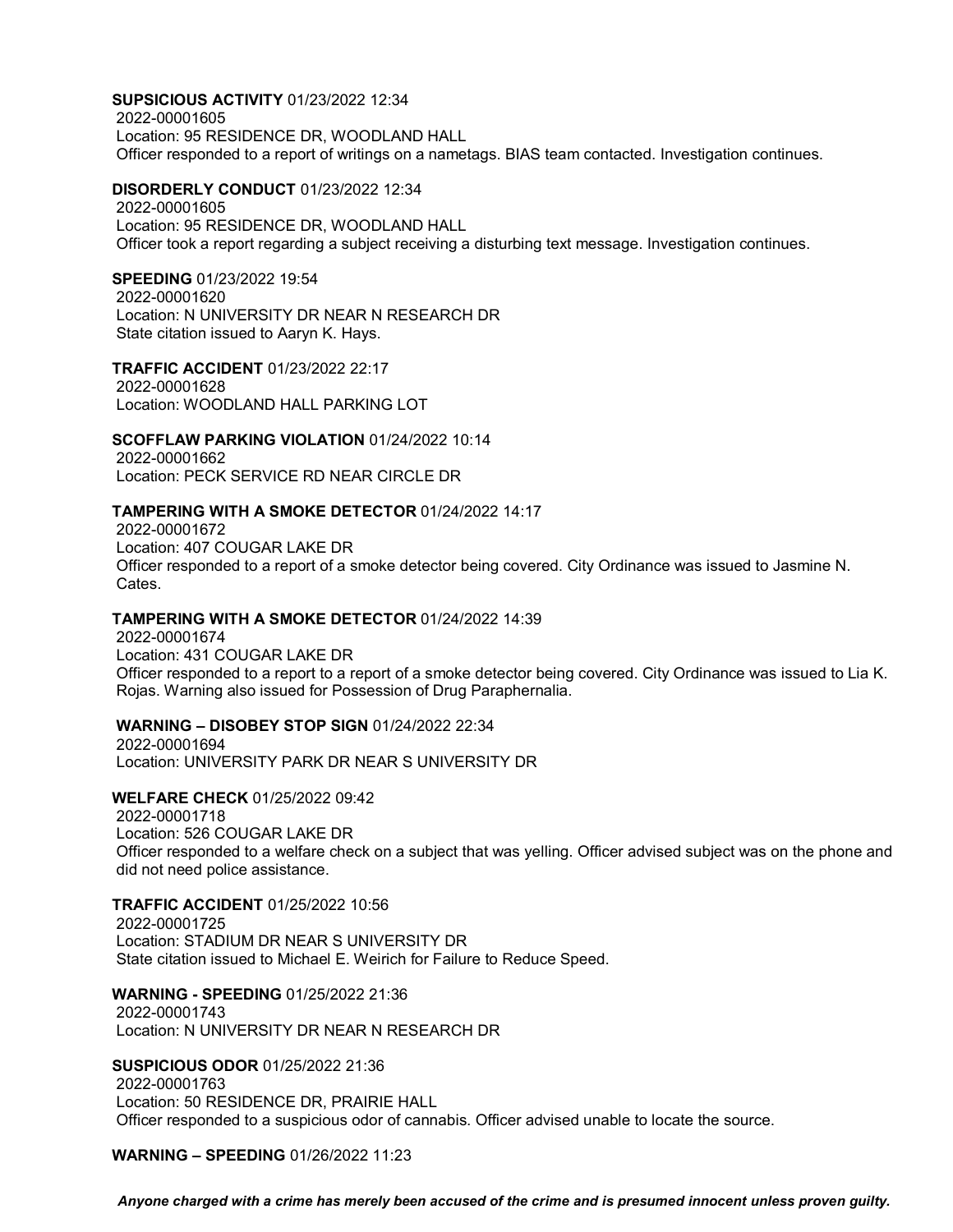**SUPSICIOUS ACTIVITY** 01/23/2022 12:34
2022-00001605
Location: 95 RESIDENCE DR, WOODLAND HALL
Officer responded to a report of writings on a nametags. BIAS team contacted. Investigation continues.

**DISORDERLY CONDUCT** 01/23/2022 12:34
2022-00001605
Location: 95 RESIDENCE DR, WOODLAND HALL
Officer took a report regarding a subject receiving a disturbing text message. Investigation continues.

**SPEEDING** 01/23/2022 19:54
2022-00001620
Location: N UNIVERSITY DR NEAR N RESEARCH DR
State citation issued to Aaryn K. Hays.

**TRAFFIC ACCIDENT** 01/23/2022 22:17
2022-00001628
Location: WOODLAND HALL PARKING LOT

**SCOFFLAW PARKING VIOLATION** 01/24/2022 10:14
2022-00001662
Location: PECK SERVICE RD NEAR CIRCLE DR

**TAMPERING WITH A SMOKE DETECTOR** 01/24/2022 14:17
2022-00001672
Location: 407 COUGAR LAKE DR
Officer responded to a report of a smoke detector being covered. City Ordinance was issued to Jasmine N. Cates.

**TAMPERING WITH A SMOKE DETECTOR** 01/24/2022 14:39
2022-00001674
Location: 431 COUGAR LAKE DR
Officer responded to a report to a report of a smoke detector being covered. City Ordinance was issued to Lia K. Rojas. Warning also issued for Possession of Drug Paraphernalia.

**WARNING – DISOBEY STOP SIGN** 01/24/2022 22:34
2022-00001694
Location: UNIVERSITY PARK DR NEAR S UNIVERSITY DR

**WELFARE CHECK** 01/25/2022 09:42
2022-00001718
Location: 526 COUGAR LAKE DR
Officer responded to a welfare check on a subject that was yelling. Officer advised subject was on the phone and did not need police assistance.

**TRAFFIC ACCIDENT** 01/25/2022 10:56
2022-00001725
Location: STADIUM DR NEAR S UNIVERSITY DR
State citation issued to Michael E. Weirich for Failure to Reduce Speed.

**WARNING - SPEEDING** 01/25/2022 21:36
2022-00001743
Location: N UNIVERSITY DR NEAR N RESEARCH DR

**SUSPICIOUS ODOR** 01/25/2022 21:36
2022-00001763
Location: 50 RESIDENCE DR, PRAIRIE HALL
Officer responded to a suspicious odor of cannabis. Officer advised unable to locate the source.

**WARNING – SPEEDING** 01/26/2022 11:23

***Anyone charged with a crime has merely been accused of the crime and is presumed innocent unless proven guilty.***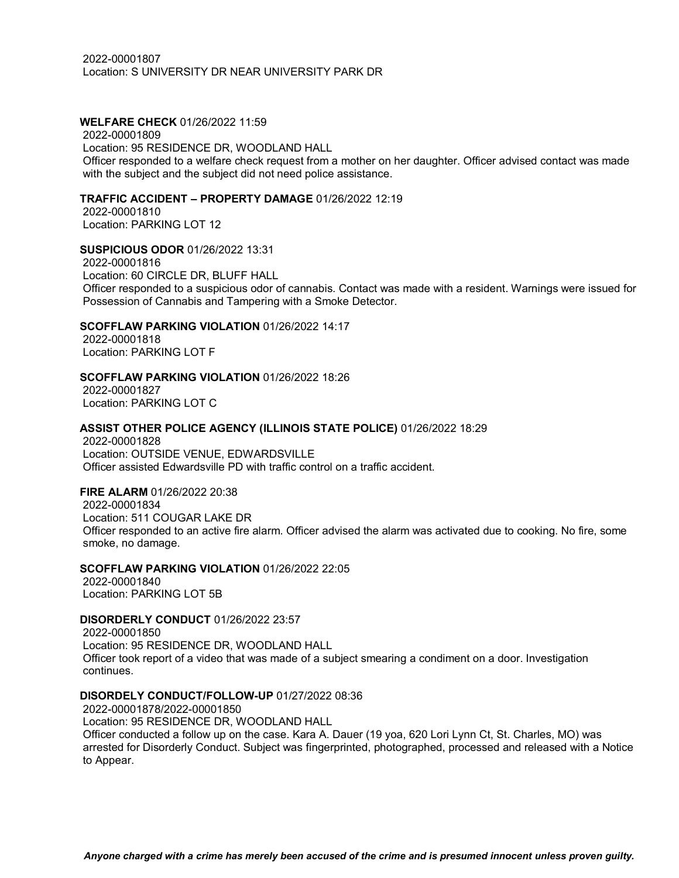2022-00001807
Location: S UNIVERSITY DR NEAR UNIVERSITY PARK DR

**WELFARE CHECK** 01/26/2022 11:59
2022-00001809
Location: 95 RESIDENCE DR, WOODLAND HALL
Officer responded to a welfare check request from a mother on her daughter. Officer advised contact was made with the subject and the subject did not need police assistance.

**TRAFFIC ACCIDENT – PROPERTY DAMAGE** 01/26/2022 12:19
2022-00001810
Location: PARKING LOT 12

**SUSPICIOUS ODOR** 01/26/2022 13:31
2022-00001816
Location: 60 CIRCLE DR, BLUFF HALL
Officer responded to a suspicious odor of cannabis. Contact was made with a resident. Warnings were issued for Possession of Cannabis and Tampering with a Smoke Detector.

**SCOFFLAW PARKING VIOLATION** 01/26/2022 14:17
2022-00001818
Location: PARKING LOT F

**SCOFFLAW PARKING VIOLATION** 01/26/2022 18:26
2022-00001827
Location: PARKING LOT C

**ASSIST OTHER POLICE AGENCY (ILLINOIS STATE POLICE)** 01/26/2022 18:29
2022-00001828
Location: OUTSIDE VENUE, EDWARDSVILLE
Officer assisted Edwardsville PD with traffic control on a traffic accident.

**FIRE ALARM** 01/26/2022 20:38
2022-00001834
Location: 511 COUGAR LAKE DR
Officer responded to an active fire alarm. Officer advised the alarm was activated due to cooking. No fire, some smoke, no damage.

**SCOFFLAW PARKING VIOLATION** 01/26/2022 22:05
2022-00001840
Location: PARKING LOT 5B

**DISORDERLY CONDUCT** 01/26/2022 23:57
2022-00001850
Location: 95 RESIDENCE DR, WOODLAND HALL
Officer took report of a video that was made of a subject smearing a condiment on a door. Investigation continues.

**DISORDELY CONDUCT/FOLLOW-UP** 01/27/2022 08:36
2022-00001878/2022-00001850
Location: 95 RESIDENCE DR, WOODLAND HALL
Officer conducted a follow up on the case. Kara A. Dauer (19 yoa, 620 Lori Lynn Ct, St. Charles, MO) was arrested for Disorderly Conduct. Subject was fingerprinted, photographed, processed and released with a Notice to Appear.

***Anyone charged with a crime has merely been accused of the crime and is presumed innocent unless proven guilty.***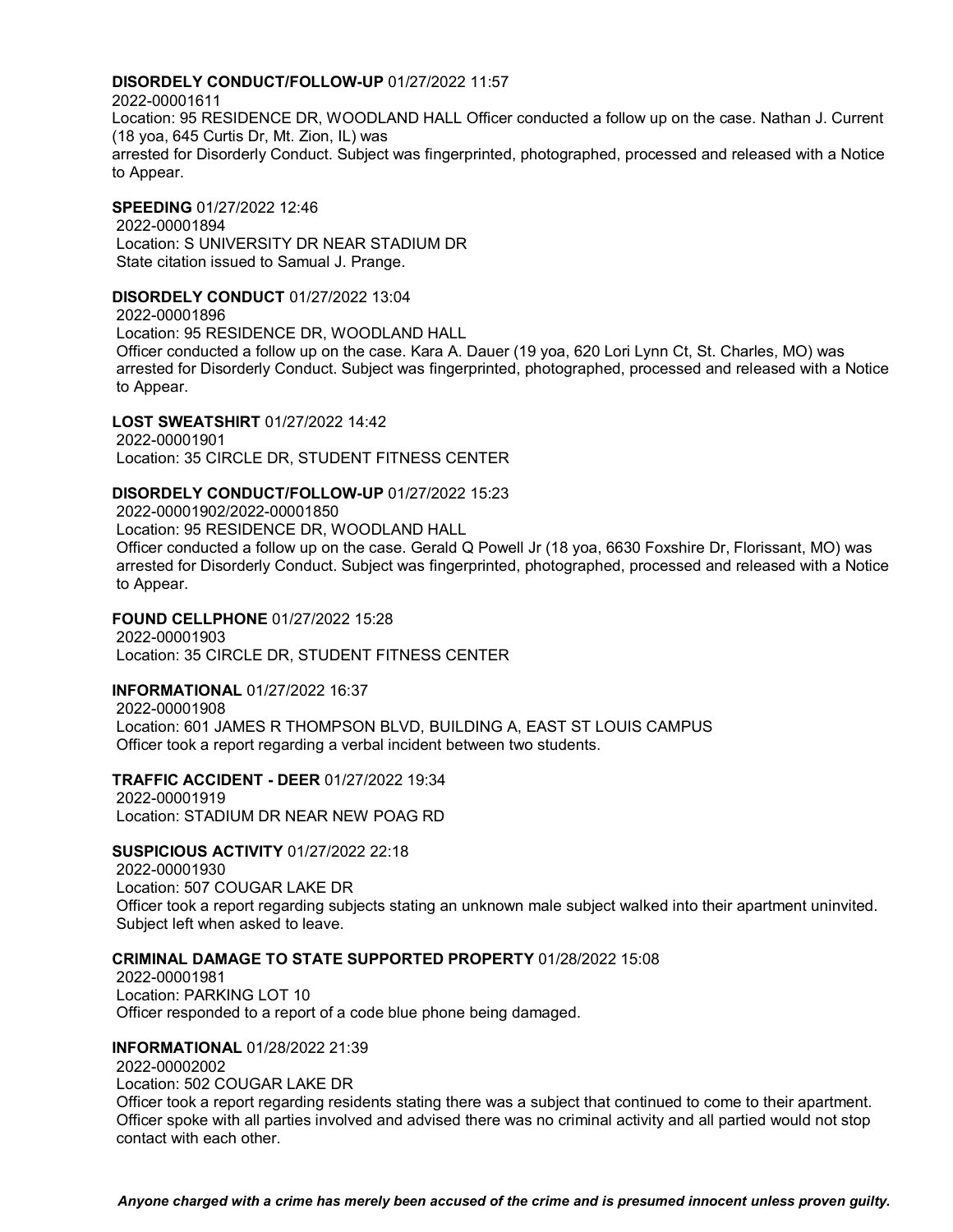**DISORDELY CONDUCT/FOLLOW-UP** 01/27/2022 11:57
2022-00001611
Location: 95 RESIDENCE DR, WOODLAND HALL Officer conducted a follow up on the case. Nathan J. Current (18 yoa, 645 Curtis Dr, Mt. Zion, IL) was
arrested for Disorderly Conduct. Subject was fingerprinted, photographed, processed and released with a Notice to Appear.

**SPEEDING** 01/27/2022 12:46
2022-00001894
Location: S UNIVERSITY DR NEAR STADIUM DR
State citation issued to Samual J. Prange.

**DISORDELY CONDUCT** 01/27/2022 13:04
2022-00001896
Location: 95 RESIDENCE DR, WOODLAND HALL
Officer conducted a follow up on the case. Kara A. Dauer (19 yoa, 620 Lori Lynn Ct, St. Charles, MO) was arrested for Disorderly Conduct. Subject was fingerprinted, photographed, processed and released with a Notice to Appear.

**LOST SWEATSHIRT** 01/27/2022 14:42
2022-00001901
Location: 35 CIRCLE DR, STUDENT FITNESS CENTER

**DISORDELY CONDUCT/FOLLOW-UP** 01/27/2022 15:23
2022-00001902/2022-00001850
Location: 95 RESIDENCE DR, WOODLAND HALL
Officer conducted a follow up on the case. Gerald Q Powell Jr (18 yoa, 6630 Foxshire Dr, Florissant, MO) was arrested for Disorderly Conduct. Subject was fingerprinted, photographed, processed and released with a Notice to Appear.

**FOUND CELLPHONE** 01/27/2022 15:28
2022-00001903
Location: 35 CIRCLE DR, STUDENT FITNESS CENTER

**INFORMATIONAL** 01/27/2022 16:37
2022-00001908
Location: 601 JAMES R THOMPSON BLVD, BUILDING A, EAST ST LOUIS CAMPUS
Officer took a report regarding a verbal incident between two students.

**TRAFFIC ACCIDENT - DEER** 01/27/2022 19:34
2022-00001919
Location: STADIUM DR NEAR NEW POAG RD

**SUSPICIOUS ACTIVITY** 01/27/2022 22:18
2022-00001930
Location: 507 COUGAR LAKE DR
Officer took a report regarding subjects stating an unknown male subject walked into their apartment uninvited. Subject left when asked to leave.

**CRIMINAL DAMAGE TO STATE SUPPORTED PROPERTY** 01/28/2022 15:08
2022-00001981
Location: PARKING LOT 10
Officer responded to a report of a code blue phone being damaged.

**INFORMATIONAL** 01/28/2022 21:39
2022-00002002
Location: 502 COUGAR LAKE DR
Officer took a report regarding residents stating there was a subject that continued to come to their apartment. Officer spoke with all parties involved and advised there was no criminal activity and all partied would not stop contact with each other.

***Anyone charged with a crime has merely been accused of the crime and is presumed innocent unless proven guilty.***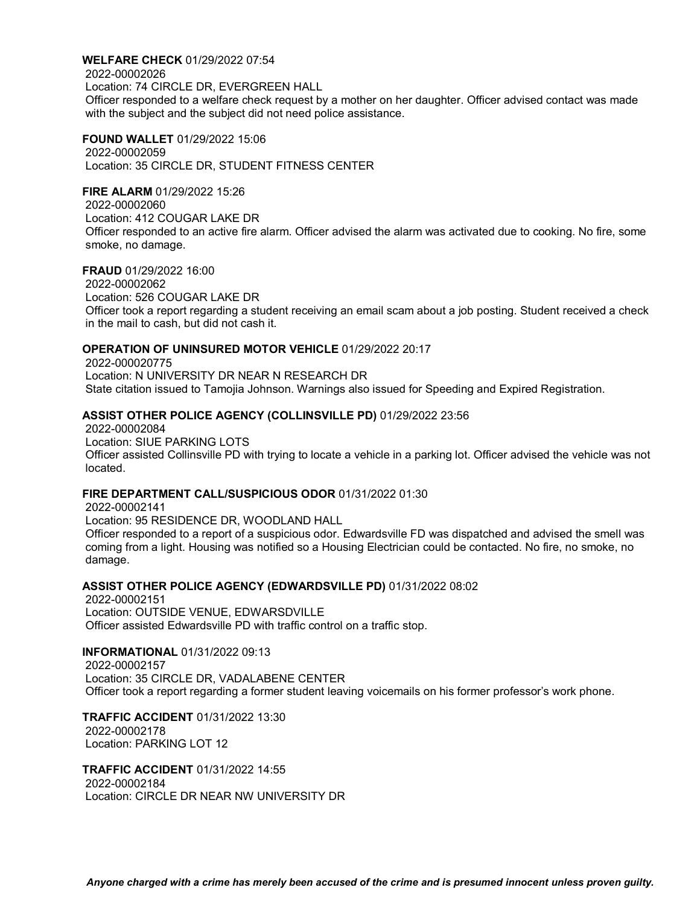**WELFARE CHECK** 01/29/2022 07:54
2022-00002026
Location: 74 CIRCLE DR, EVERGREEN HALL
Officer responded to a welfare check request by a mother on her daughter. Officer advised contact was made with the subject and the subject did not need police assistance.

**FOUND WALLET** 01/29/2022 15:06
2022-00002059
Location: 35 CIRCLE DR, STUDENT FITNESS CENTER

**FIRE ALARM** 01/29/2022 15:26
2022-00002060
Location: 412 COUGAR LAKE DR
Officer responded to an active fire alarm. Officer advised the alarm was activated due to cooking. No fire, some smoke, no damage.

**FRAUD** 01/29/2022 16:00
2022-00002062
Location: 526 COUGAR LAKE DR
Officer took a report regarding a student receiving an email scam about a job posting. Student received a check in the mail to cash, but did not cash it.

**OPERATION OF UNINSURED MOTOR VEHICLE** 01/29/2022 20:17
2022-000020775
Location: N UNIVERSITY DR NEAR N RESEARCH DR
State citation issued to Tamojia Johnson. Warnings also issued for Speeding and Expired Registration.

**ASSIST OTHER POLICE AGENCY (COLLINSVILLE PD)** 01/29/2022 23:56
2022-00002084
Location: SIUE PARKING LOTS
Officer assisted Collinsville PD with trying to locate a vehicle in a parking lot. Officer advised the vehicle was not located.

**FIRE DEPARTMENT CALL/SUSPICIOUS ODOR** 01/31/2022 01:30
2022-00002141
Location: 95 RESIDENCE DR, WOODLAND HALL
Officer responded to a report of a suspicious odor. Edwardsville FD was dispatched and advised the smell was coming from a light. Housing was notified so a Housing Electrician could be contacted. No fire, no smoke, no damage.

**ASSIST OTHER POLICE AGENCY (EDWARDSVILLE PD)** 01/31/2022 08:02
2022-00002151
Location: OUTSIDE VENUE, EDWARSDVILLE
Officer assisted Edwardsville PD with traffic control on a traffic stop.

**INFORMATIONAL** 01/31/2022 09:13
2022-00002157
Location: 35 CIRCLE DR, VADALABENE CENTER
Officer took a report regarding a former student leaving voicemails on his former professor's work phone.

**TRAFFIC ACCIDENT** 01/31/2022 13:30
2022-00002178
Location: PARKING LOT 12

**TRAFFIC ACCIDENT** 01/31/2022 14:55
2022-00002184
Location: CIRCLE DR NEAR NW UNIVERSITY DR

***Anyone charged with a crime has merely been accused of the crime and is presumed innocent unless proven guilty.***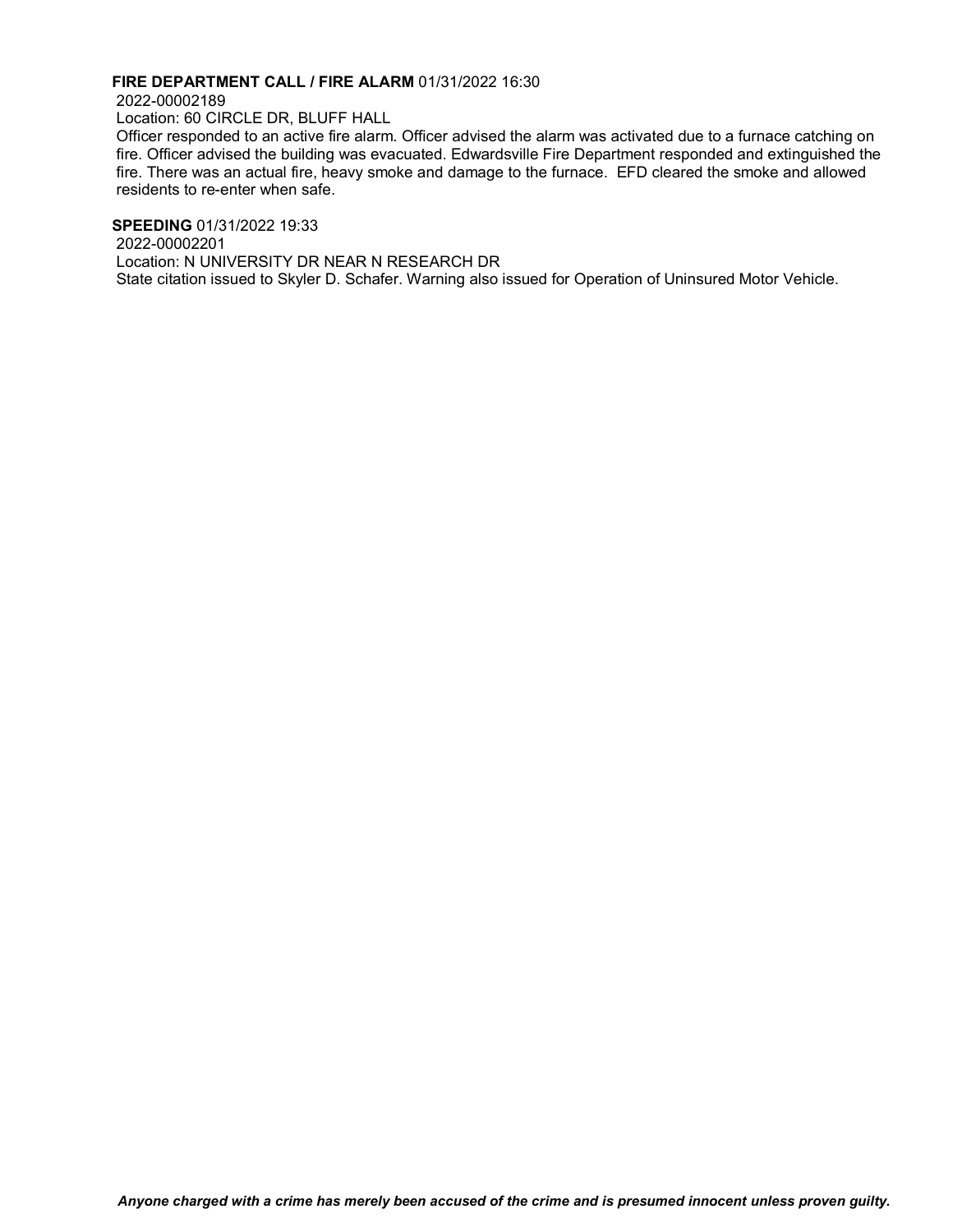**FIRE DEPARTMENT CALL / FIRE ALARM** 01/31/2022 16:30

2022-00002189

Location: 60 CIRCLE DR, BLUFF HALL

Officer responded to an active fire alarm. Officer advised the alarm was activated due to a furnace catching on fire. Officer advised the building was evacuated. Edwardsville Fire Department responded and extinguished the fire. There was an actual fire, heavy smoke and damage to the furnace. EFD cleared the smoke and allowed residents to re-enter when safe.

**SPEEDING** 01/31/2022 19:33

2022-00002201

Location: N UNIVERSITY DR NEAR N RESEARCH DR

State citation issued to Skyler D. Schafer. Warning also issued for Operation of Uninsured Motor Vehicle.

***Anyone charged with a crime has merely been accused of the crime and is presumed innocent unless proven guilty.***